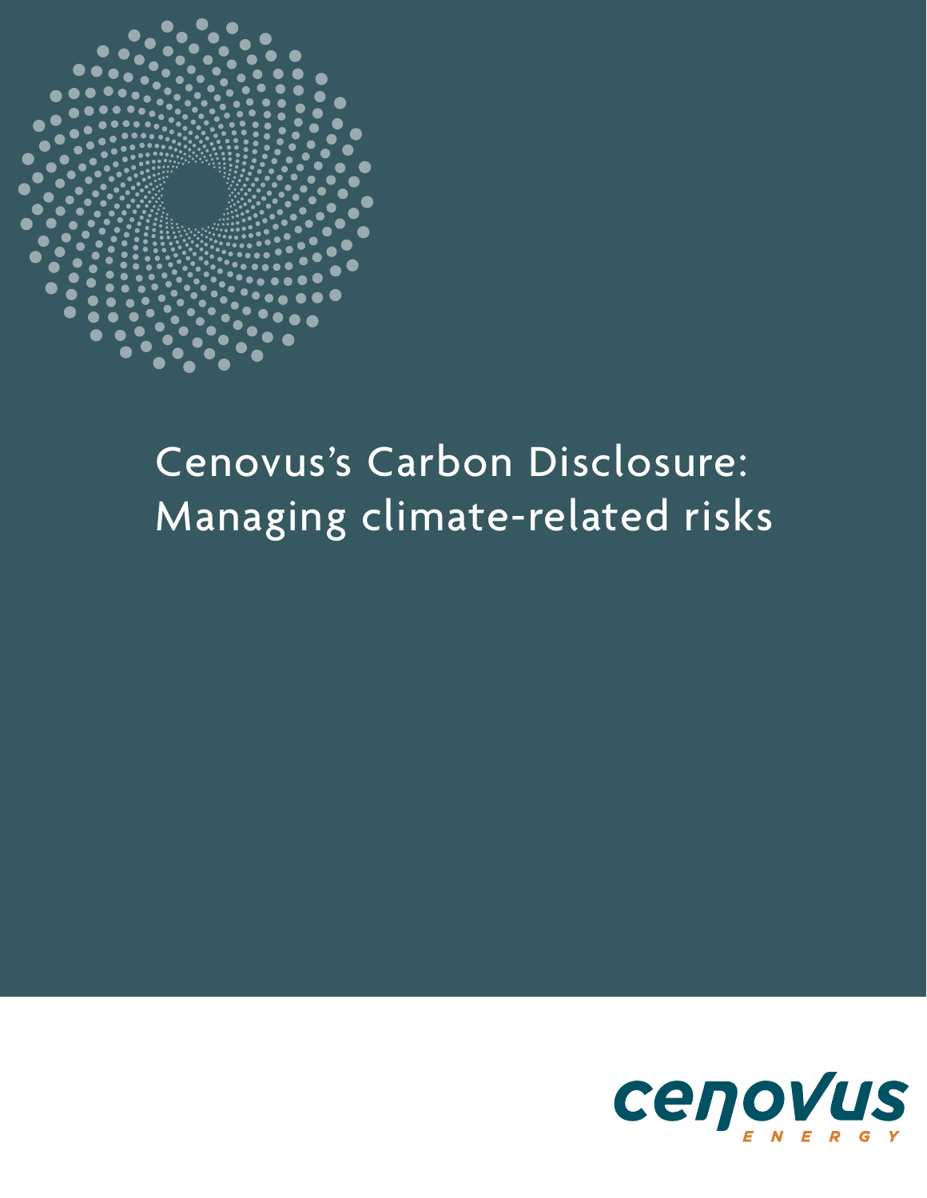# Cenovus's Carbon Disclosure: Managing climate-related risks

cenovus
ENERGY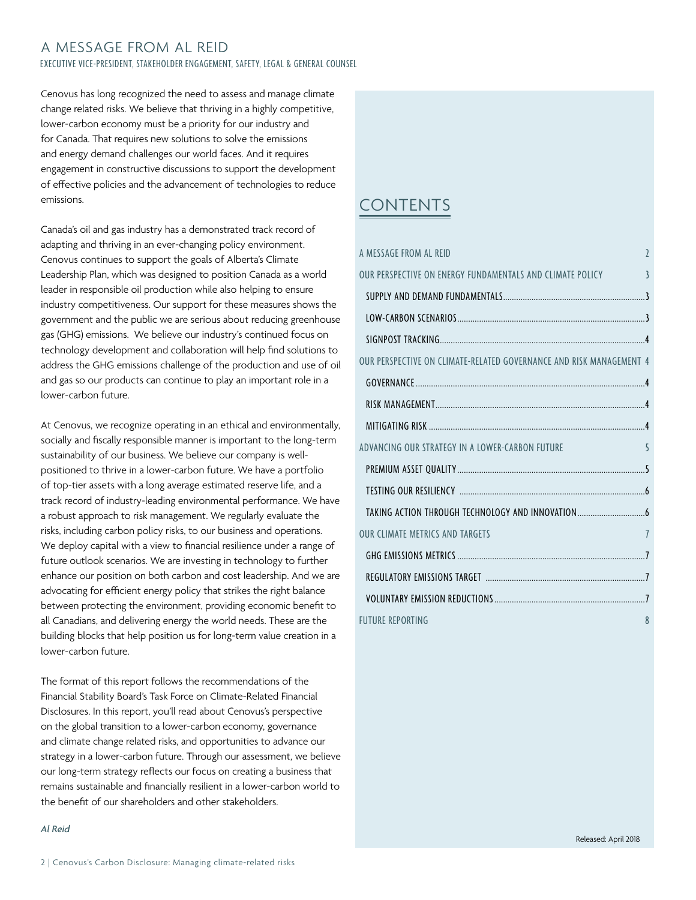# A MESSAGE FROM AL REID

EXECUTIVE VICE-PRESIDENT, STAKEHOLDER ENGAGEMENT, SAFETY, LEGAL & GENERAL COUNSEL

Cenovus has long recognized the need to assess and manage climate change related risks. We believe that thriving in a highly competitive, lower-carbon economy must be a priority for our industry and for Canada. That requires new solutions to solve the emissions and energy demand challenges our world faces. And it requires engagement in constructive discussions to support the development of effective policies and the advancement of technologies to reduce emissions.

Canada's oil and gas industry has a demonstrated track record of adapting and thriving in an ever-changing policy environment. Cenovus continues to support the goals of Alberta's Climate Leadership Plan, which was designed to position Canada as a world leader in responsible oil production while also helping to ensure industry competitiveness. Our support for these measures shows the government and the public we are serious about reducing greenhouse gas (GHG) emissions. We believe our industry's continued focus on technology development and collaboration will help find solutions to address the GHG emissions challenge of the production and use of oil and gas so our products can continue to play an important role in a lower-carbon future.

At Cenovus, we recognize operating in an ethical and environmentally, socially and fiscally responsible manner is important to the long-term sustainability of our business. We believe our company is well-positioned to thrive in a lower-carbon future. We have a portfolio of top-tier assets with a long average estimated reserve life, and a track record of industry-leading environmental performance. We have a robust approach to risk management. We regularly evaluate the risks, including carbon policy risks, to our business and operations. We deploy capital with a view to financial resilience under a range of future outlook scenarios. We are investing in technology to further enhance our position on both carbon and cost leadership. And we are advocating for efficient energy policy that strikes the right balance between protecting the environment, providing economic benefit to all Canadians, and delivering energy the world needs. These are the building blocks that help position us for long-term value creation in a lower-carbon future.

The format of this report follows the recommendations of the Financial Stability Board's Task Force on Climate-Related Financial Disclosures. In this report, you'll read about Cenovus's perspective on the global transition to a lower-carbon economy, governance and climate change related risks, and opportunities to advance our strategy in a lower-carbon future. Through our assessment, we believe our long-term strategy reflects our focus on creating a business that remains sustainable and financially resilient in a lower-carbon world to the benefit of our shareholders and other stakeholders.

*Al Reid*

## CONTENTS

| | |
|---|---|
| A MESSAGE FROM AL REID | 2 |
| OUR PERSPECTIVE ON ENERGY FUNDAMENTALS AND CLIMATE POLICY | 3 |
| SUPPLY AND DEMAND FUNDAMENTALS | 3 |
| LOW-CARBON SCENARIOS | 3 |
| SIGNPOST TRACKING | 4 |
| OUR PERSPECTIVE ON CLIMATE-RELATED GOVERNANCE AND RISK MANAGEMENT | 4 |
| GOVERNANCE | 4 |
| RISK MANAGEMENT | 4 |
| MITIGATING RISK | 4 |
| ADVANCING OUR STRATEGY IN A LOWER-CARBON FUTURE | 5 |
| PREMIUM ASSET QUALITY | 5 |
| TESTING OUR RESILIENCY | 6 |
| TAKING ACTION THROUGH TECHNOLOGY AND INNOVATION | 6 |
| OUR CLIMATE METRICS AND TARGETS | 7 |
| GHG EMISSIONS METRICS | 7 |
| REGULATORY EMISSIONS TARGET | 7 |
| VOLUNTARY EMISSION REDUCTIONS | 7 |
| FUTURE REPORTING | 8 |

Released: April 2018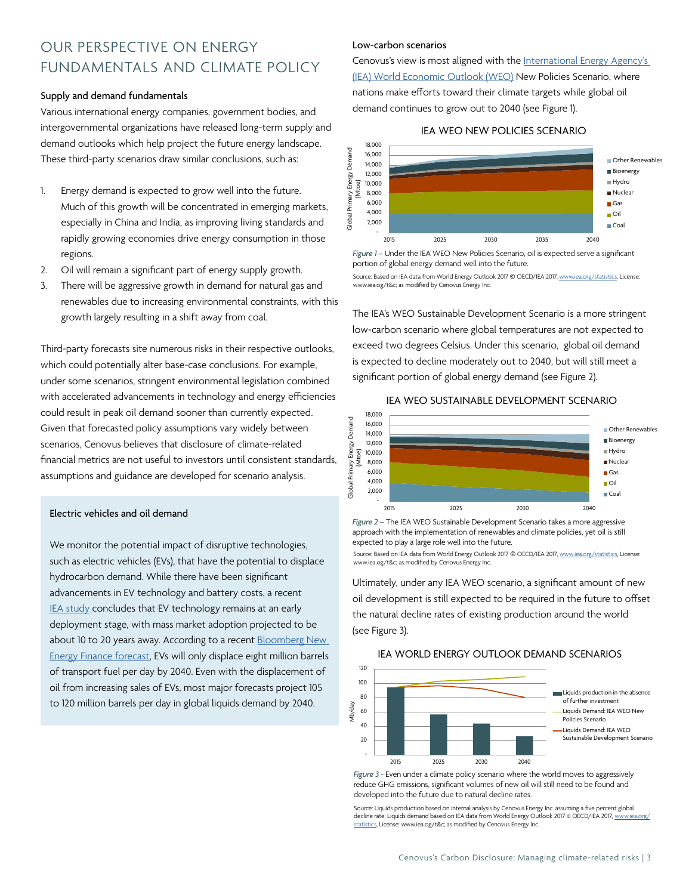# OUR PERSPECTIVE ON ENERGY FUNDAMENTALS AND CLIMATE POLICY

### Supply and demand fundamentals

Various international energy companies, government bodies, and intergovernmental organizations have released long-term supply and demand outlooks which help project the future energy landscape. These third-party scenarios draw similar conclusions, such as:

1. Energy demand is expected to grow well into the future. Much of this growth will be concentrated in emerging markets, especially in China and India, as improving living standards and rapidly growing economies drive energy consumption in those regions.
2. Oil will remain a significant part of energy supply growth.
3. There will be aggressive growth in demand for natural gas and renewables due to increasing environmental constraints, with this growth largely resulting in a shift away from coal.

Third-party forecasts site numerous risks in their respective outlooks, which could potentially alter base-case conclusions. For example, under some scenarios, stringent environmental legislation combined with accelerated advancements in technology and energy efficiencies could result in peak oil demand sooner than currently expected. Given that forecasted policy assumptions vary widely between scenarios, Cenovus believes that disclosure of climate-related financial metrics are not useful to investors until consistent standards, assumptions and guidance are developed for scenario analysis.

### Electric vehicles and oil demand

We monitor the potential impact of disruptive technologies, such as electric vehicles (EVs), that have the potential to displace hydrocarbon demand. While there have been significant advancements in EV technology and battery costs, a recent IEA study concludes that EV technology remains at an early deployment stage, with mass market adoption projected to be about 10 to 20 years away. According to a recent Bloomberg New Energy Finance forecast, EVs will only displace eight million barrels of transport fuel per day by 2040. Even with the displacement of oil from increasing sales of EVs, most major forecasts project 105 to 120 million barrels per day in global liquids demand by 2040.

### Low-carbon scenarios

Cenovus's view is most aligned with the International Energy Agency's (IEA) World Economic Outlook (WEO) New Policies Scenario, where nations make efforts toward their climate targets while global oil demand continues to grow out to 2040 (see Figure 1).

IEA WEO NEW POLICIES SCENARIO

*Figure 1* – Under the IEA WEO New Policies Scenario, oil is expected serve a significant portion of global energy demand well into the future.

Source: Based on IEA data from World Energy Outlook 2017 © OECD/IEA 2017, www.iea.org/statistics, License: www.iea.org/t&c; as modified by Cenovus Energy Inc.

The IEA's WEO Sustainable Development Scenario is a more stringent low-carbon scenario where global temperatures are not expected to exceed two degrees Celsius. Under this scenario, global oil demand is expected to decline moderately out to 2040, but will still meet a significant portion of global energy demand (see Figure 2).

IEA WEO SUSTAINABLE DEVELOPMENT SCENARIO

*Figure 2* – The IEA WEO Sustainable Development Scenario takes a more aggressive approach with the implementation of renewables and climate policies, yet oil is still expected to play a large role well into the future.

Source: Based on IEA data from World Energy Outlook 2017 © OECD/IEA 2017, www.iea.org/statistics, License: www.iea.org/t&c; as modified by Cenovus Energy Inc.

Ultimately, under any IEA WEO scenario, a significant amount of new oil development is still expected to be required in the future to offset the natural decline rates of existing production around the world (see Figure 3).

IEA WORLD ENERGY OUTLOOK DEMAND SCENARIOS

*Figure 3* - Even under a climate policy scenario where the world moves to aggressively reduce GHG emissions, significant volumes of new oil will still need to be found and developed into the future due to natural decline rates.

Source: Liquids production based on internal analysis by Cenovus Energy Inc. assuming a five percent global decline rate; Liquids demand based on IEA data from World Energy Outlook 2017 © OECD/IEA 2017, www.iea.org/statistics, License: www.iea.org/t&c; as modified by Cenovus Energy Inc.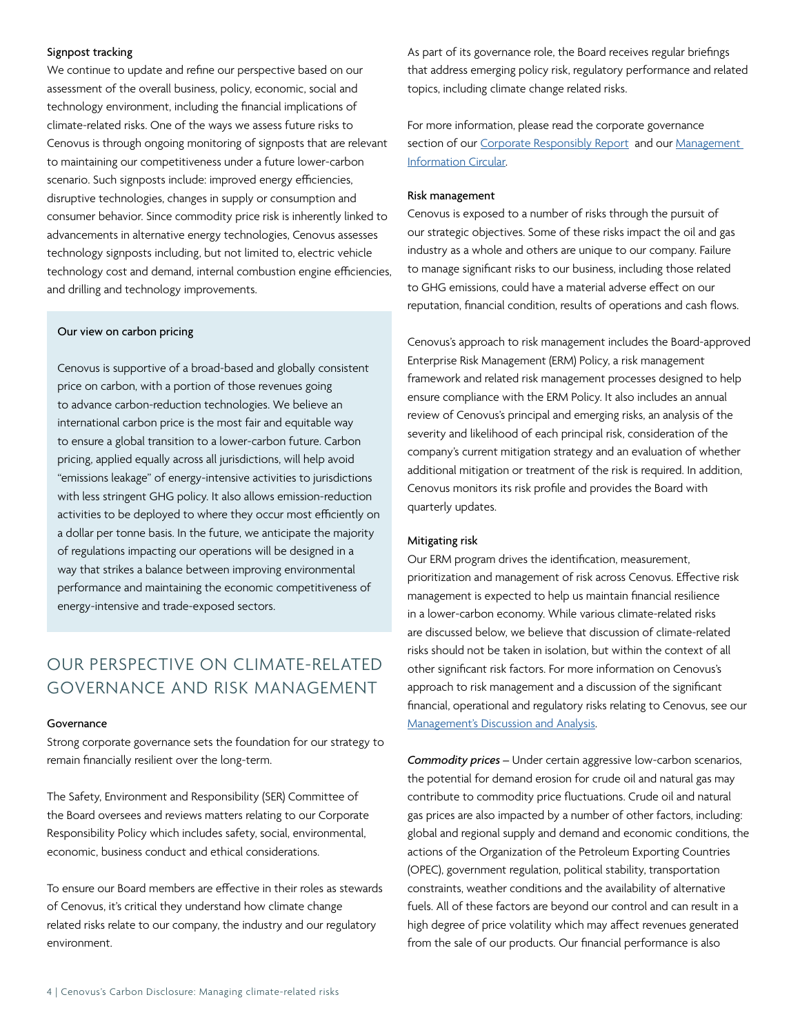### Signpost tracking

We continue to update and refine our perspective based on our assessment of the overall business, policy, economic, social and technology environment, including the financial implications of climate-related risks. One of the ways we assess future risks to Cenovus is through ongoing monitoring of signposts that are relevant to maintaining our competitiveness under a future lower-carbon scenario. Such signposts include: improved energy efficiencies, disruptive technologies, changes in supply or consumption and consumer behavior. Since commodity price risk is inherently linked to advancements in alternative energy technologies, Cenovus assesses technology signposts including, but not limited to, electric vehicle technology cost and demand, internal combustion engine efficiencies, and drilling and technology improvements.

> **Our view on carbon pricing**
>
> Cenovus is supportive of a broad-based and globally consistent price on carbon, with a portion of those revenues going to advance carbon-reduction technologies. We believe an international carbon price is the most fair and equitable way to ensure a global transition to a lower-carbon future. Carbon pricing, applied equally across all jurisdictions, will help avoid "emissions leakage" of energy-intensive activities to jurisdictions with less stringent GHG policy. It also allows emission-reduction activities to be deployed to where they occur most efficiently on a dollar per tonne basis. In the future, we anticipate the majority of regulations impacting our operations will be designed in a way that strikes a balance between improving environmental performance and maintaining the economic competitiveness of energy-intensive and trade-exposed sectors.

## OUR PERSPECTIVE ON CLIMATE-RELATED GOVERNANCE AND RISK MANAGEMENT

### Governance

Strong corporate governance sets the foundation for our strategy to remain financially resilient over the long-term.

The Safety, Environment and Responsibility (SER) Committee of the Board oversees and reviews matters relating to our Corporate Responsibility Policy which includes safety, social, environmental, economic, business conduct and ethical considerations.

To ensure our Board members are effective in their roles as stewards of Cenovus, it's critical they understand how climate change related risks relate to our company, the industry and our regulatory environment.

As part of its governance role, the Board receives regular briefings that address emerging policy risk, regulatory performance and related topics, including climate change related risks.

For more information, please read the corporate governance section of our [Corporate Responsibly Report](#) and our [Management Information Circular](#).

### Risk management

Cenovus is exposed to a number of risks through the pursuit of our strategic objectives. Some of these risks impact the oil and gas industry as a whole and others are unique to our company. Failure to manage significant risks to our business, including those related to GHG emissions, could have a material adverse effect on our reputation, financial condition, results of operations and cash flows.

Cenovus's approach to risk management includes the Board-approved Enterprise Risk Management (ERM) Policy, a risk management framework and related risk management processes designed to help ensure compliance with the ERM Policy. It also includes an annual review of Cenovus's principal and emerging risks, an analysis of the severity and likelihood of each principal risk, consideration of the company's current mitigation strategy and an evaluation of whether additional mitigation or treatment of the risk is required. In addition, Cenovus monitors its risk profile and provides the Board with quarterly updates.

### Mitigating risk

Our ERM program drives the identification, measurement, prioritization and management of risk across Cenovus. Effective risk management is expected to help us maintain financial resilience in a lower-carbon economy. While various climate-related risks are discussed below, we believe that discussion of climate-related risks should not be taken in isolation, but within the context of all other significant risk factors. For more information on Cenovus's approach to risk management and a discussion of the significant financial, operational and regulatory risks relating to Cenovus, see our [Management's Discussion and Analysis](#).

*Commodity prices* – Under certain aggressive low-carbon scenarios, the potential for demand erosion for crude oil and natural gas may contribute to commodity price fluctuations. Crude oil and natural gas prices are also impacted by a number of other factors, including: global and regional supply and demand and economic conditions, the actions of the Organization of the Petroleum Exporting Countries (OPEC), government regulation, political stability, transportation constraints, weather conditions and the availability of alternative fuels. All of these factors are beyond our control and can result in a high degree of price volatility which may affect revenues generated from the sale of our products. Our financial performance is also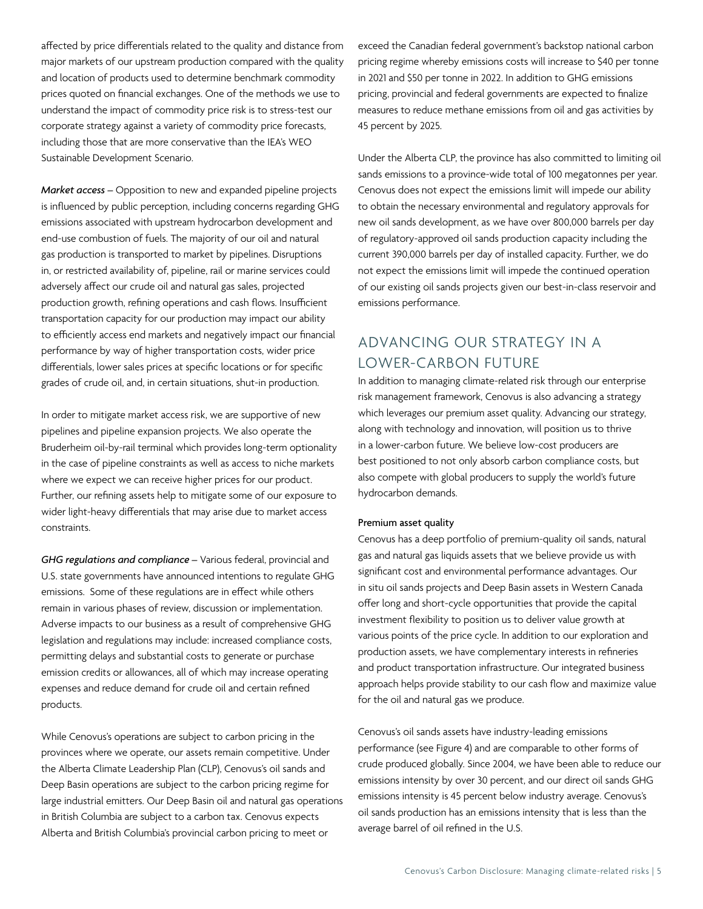affected by price differentials related to the quality and distance from major markets of our upstream production compared with the quality and location of products used to determine benchmark commodity prices quoted on financial exchanges. One of the methods we use to understand the impact of commodity price risk is to stress-test our corporate strategy against a variety of commodity price forecasts, including those that are more conservative than the IEA's WEO Sustainable Development Scenario.

***Market access*** – Opposition to new and expanded pipeline projects is influenced by public perception, including concerns regarding GHG emissions associated with upstream hydrocarbon development and end-use combustion of fuels. The majority of our oil and natural gas production is transported to market by pipelines. Disruptions in, or restricted availability of, pipeline, rail or marine services could adversely affect our crude oil and natural gas sales, projected production growth, refining operations and cash flows. Insufficient transportation capacity for our production may impact our ability to efficiently access end markets and negatively impact our financial performance by way of higher transportation costs, wider price differentials, lower sales prices at specific locations or for specific grades of crude oil, and, in certain situations, shut-in production.

In order to mitigate market access risk, we are supportive of new pipelines and pipeline expansion projects. We also operate the Bruderheim oil-by-rail terminal which provides long-term optionality in the case of pipeline constraints as well as access to niche markets where we expect we can receive higher prices for our product. Further, our refining assets help to mitigate some of our exposure to wider light-heavy differentials that may arise due to market access constraints.

***GHG regulations and compliance*** – Various federal, provincial and U.S. state governments have announced intentions to regulate GHG emissions. Some of these regulations are in effect while others remain in various phases of review, discussion or implementation. Adverse impacts to our business as a result of comprehensive GHG legislation and regulations may include: increased compliance costs, permitting delays and substantial costs to generate or purchase emission credits or allowances, all of which may increase operating expenses and reduce demand for crude oil and certain refined products.

While Cenovus's operations are subject to carbon pricing in the provinces where we operate, our assets remain competitive. Under the Alberta Climate Leadership Plan (CLP), Cenovus's oil sands and Deep Basin operations are subject to the carbon pricing regime for large industrial emitters. Our Deep Basin oil and natural gas operations in British Columbia are subject to a carbon tax. Cenovus expects Alberta and British Columbia's provincial carbon pricing to meet or exceed the Canadian federal government's backstop national carbon pricing regime whereby emissions costs will increase to $40 per tonne in 2021 and $50 per tonne in 2022. In addition to GHG emissions pricing, provincial and federal governments are expected to finalize measures to reduce methane emissions from oil and gas activities by 45 percent by 2025.

Under the Alberta CLP, the province has also committed to limiting oil sands emissions to a province-wide total of 100 megatonnes per year. Cenovus does not expect the emissions limit will impede our ability to obtain the necessary environmental and regulatory approvals for new oil sands development, as we have over 800,000 barrels per day of regulatory-approved oil sands production capacity including the current 390,000 barrels per day of installed capacity. Further, we do not expect the emissions limit will impede the continued operation of our existing oil sands projects given our best-in-class reservoir and emissions performance.

## ADVANCING OUR STRATEGY IN A LOWER-CARBON FUTURE

In addition to managing climate-related risk through our enterprise risk management framework, Cenovus is also advancing a strategy which leverages our premium asset quality. Advancing our strategy, along with technology and innovation, will position us to thrive in a lower-carbon future. We believe low-cost producers are best positioned to not only absorb carbon compliance costs, but also compete with global producers to supply the world's future hydrocarbon demands.

**Premium asset quality**

Cenovus has a deep portfolio of premium-quality oil sands, natural gas and natural gas liquids assets that we believe provide us with significant cost and environmental performance advantages. Our in situ oil sands projects and Deep Basin assets in Western Canada offer long and short-cycle opportunities that provide the capital investment flexibility to position us to deliver value growth at various points of the price cycle. In addition to our exploration and production assets, we have complementary interests in refineries and product transportation infrastructure. Our integrated business approach helps provide stability to our cash flow and maximize value for the oil and natural gas we produce.

Cenovus's oil sands assets have industry-leading emissions performance (see Figure 4) and are comparable to other forms of crude produced globally. Since 2004, we have been able to reduce our emissions intensity by over 30 percent, and our direct oil sands GHG emissions intensity is 45 percent below industry average. Cenovus's oil sands production has an emissions intensity that is less than the average barrel of oil refined in the U.S.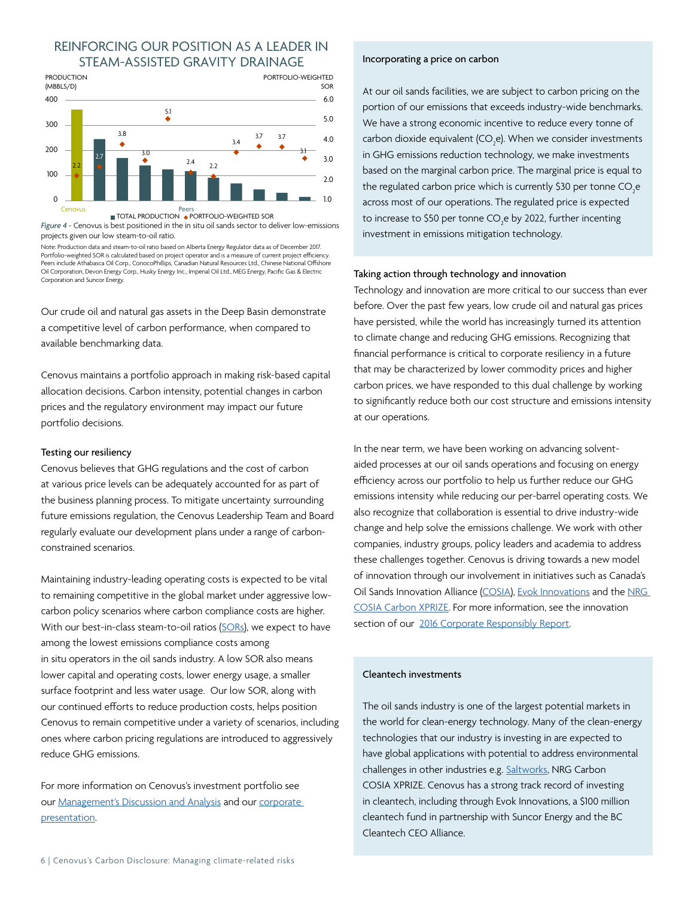## REINFORCING OUR POSITION AS A LEADER IN STEAM-ASSISTED GRAVITY DRAINAGE

*Figure 4* - Cenovus is best positioned in the in situ oil sands sector to deliver low-emissions projects given our low steam-to-oil ratio.

Note: Production data and steam-to-oil ratio based on Alberta Energy Regulator data as of December 2017. Portfolio-weighted SOR is calculated based on project operator and is a measure of current project efficiency. Peers include Athabasca Oil Corp., ConocoPhillips, Canadian Natural Resources Ltd., Chinese National Offshore Oil Corporation, Devon Energy Corp., Husky Energy Inc., Imperial Oil Ltd., MEG Energy, Pacific Gas & Electric Corporation and Suncor Energy.

Our crude oil and natural gas assets in the Deep Basin demonstrate a competitive level of carbon performance, when compared to available benchmarking data.

Cenovus maintains a portfolio approach in making risk-based capital allocation decisions. Carbon intensity, potential changes in carbon prices and the regulatory environment may impact our future portfolio decisions.

### Testing our resiliency

Cenovus believes that GHG regulations and the cost of carbon at various price levels can be adequately accounted for as part of the business planning process. To mitigate uncertainty surrounding future emissions regulation, the Cenovus Leadership Team and Board regularly evaluate our development plans under a range of carbon-constrained scenarios.

Maintaining industry-leading operating costs is expected to be vital to remaining competitive in the global market under aggressive low-carbon policy scenarios where carbon compliance costs are higher. With our best-in-class steam-to-oil ratios (SORs), we expect to have among the lowest emissions compliance costs among in situ operators in the oil sands industry. A low SOR also means lower capital and operating costs, lower energy usage, a smaller surface footprint and less water usage. Our low SOR, along with our continued efforts to reduce production costs, helps position Cenovus to remain competitive under a variety of scenarios, including ones where carbon pricing regulations are introduced to aggressively reduce GHG emissions.

For more information on Cenovus's investment portfolio see our Management's Discussion and Analysis and our corporate presentation.

### Incorporating a price on carbon

At our oil sands facilities, we are subject to carbon pricing on the portion of our emissions that exceeds industry-wide benchmarks. We have a strong economic incentive to reduce every tonne of carbon dioxide equivalent ($CO_2e$). When we consider investments in GHG emissions reduction technology, we make investments based on the marginal carbon price. The marginal price is equal to the regulated carbon price which is currently $30 per tonne $CO_2e$ across most of our operations. The regulated price is expected to increase to $50 per tonne $CO_2e$ by 2022, further incenting investment in emissions mitigation technology.

### Taking action through technology and innovation

Technology and innovation are more critical to our success than ever before. Over the past few years, low crude oil and natural gas prices have persisted, while the world has increasingly turned its attention to climate change and reducing GHG emissions. Recognizing that financial performance is critical to corporate resiliency in a future that may be characterized by lower commodity prices and higher carbon prices, we have responded to this dual challenge by working to significantly reduce both our cost structure and emissions intensity at our operations.

In the near term, we have been working on advancing solvent-aided processes at our oil sands operations and focusing on energy efficiency across our portfolio to help us further reduce our GHG emissions intensity while reducing our per-barrel operating costs. We also recognize that collaboration is essential to drive industry-wide change and help solve the emissions challenge. We work with other companies, industry groups, policy leaders and academia to address these challenges together. Cenovus is driving towards a new model of innovation through our involvement in initiatives such as Canada's Oil Sands Innovation Alliance (COSIA), Evok Innovations and the NRG COSIA Carbon XPRIZE. For more information, see the innovation section of our 2016 Corporate Responsibly Report.

### Cleantech investments

The oil sands industry is one of the largest potential markets in the world for clean-energy technology. Many of the clean-energy technologies that our industry is investing in are expected to have global applications with potential to address environmental challenges in other industries e.g. Saltworks, NRG Carbon COSIA XPRIZE. Cenovus has a strong track record of investing in cleantech, including through Evok Innovations, a $100 million cleantech fund in partnership with Suncor Energy and the BC Cleantech CEO Alliance.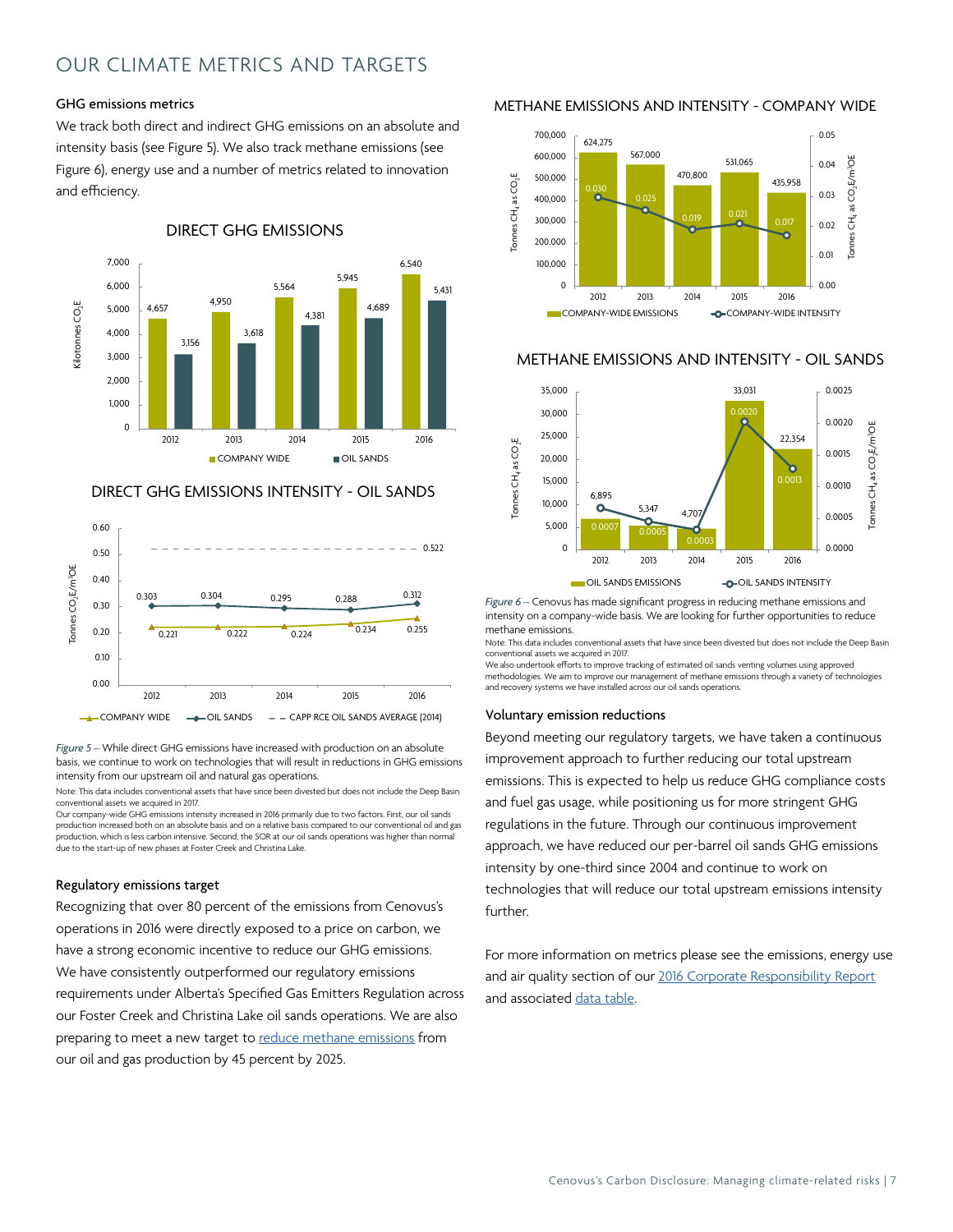# OUR CLIMATE METRICS AND TARGETS

### GHG emissions metrics

We track both direct and indirect GHG emissions on an absolute and intensity basis (see Figure 5). We also track methane emissions (see Figure 6), energy use and a number of metrics related to innovation and efficiency.

**DIRECT GHG EMISSIONS**

Kilotonnes $CO_2E$

| Year | COMPANY WIDE | OIL SANDS |
|---|---|---|
| 2012 | 4,657 | 3,156 |
| 2013 | 4,950 | 3,618 |
| 2014 | 5,564 | 4,381 |
| 2015 | 5,945 | 4,689 |
| 2016 | 6,540 | 5,431 |

**DIRECT GHG EMISSIONS INTENSITY - OIL SANDS**

Tonnes $CO_2E/m^3OE$

| Year | COMPANY WIDE | OIL SANDS | CAPP RCE OIL SANDS AVERAGE (2014) |
|---|---|---|---|
| 2012 | 0.221 | 0.303 | 0.522 |
| 2013 | 0.222 | 0.304 | 0.522 |
| 2014 | 0.224 | 0.295 | 0.522 |
| 2015 | 0.234 | 0.288 | 0.522 |
| 2016 | 0.255 | 0.312 | 0.522 |

*Figure 5* – While direct GHG emissions have increased with production on an absolute basis, we continue to work on technologies that will result in reductions in GHG emissions intensity from our upstream oil and natural gas operations.

Note: This data includes conventional assets that have since been divested but does not include the Deep Basin conventional assets we acquired in 2017.

Our company-wide GHG emissions intensity increased in 2016 primarily due to two factors. First, our oil sands production increased both on an absolute basis and on a relative basis compared to our conventional oil and gas production, which is less carbon intensive. Second, the SOR at our oil sands operations was higher than normal due to the start-up of new phases at Foster Creek and Christina Lake.

### Regulatory emissions target

Recognizing that over 80 percent of the emissions from Cenovus's operations in 2016 were directly exposed to a price on carbon, we have a strong economic incentive to reduce our GHG emissions. We have consistently outperformed our regulatory emissions requirements under Alberta's Specified Gas Emitters Regulation across our Foster Creek and Christina Lake oil sands operations. We are also preparing to meet a new target to reduce methane emissions from our oil and gas production by 45 percent by 2025.

**METHANE EMISSIONS AND INTENSITY - COMPANY WIDE**

| Year | COMPANY-WIDE EMISSIONS (Tonnes $CH_4$ as $CO_2E$) | COMPANY-WIDE INTENSITY (Tonnes $CH_4$ as $CO_2E/m^3OE$) |
|---|---|---|
| 2012 | 624,275 | 0.030 |
| 2013 | 567,000 | 0.025 |
| 2014 | 470,800 | 0.019 |
| 2015 | 531,065 | 0.021 |
| 2016 | 435,958 | 0.017 |

**METHANE EMISSIONS AND INTENSITY - OIL SANDS**

| Year | OIL SANDS EMISSIONS (Tonnes $CH_4$ as $CO_2E$) | OIL SANDS INTENSITY (Tonnes $CH_4$ as $CO_2E/m^3OE$) |
|---|---|---|
| 2012 | 6,895 | 0.0007 |
| 2013 | 5,347 | 0.0005 |
| 2014 | 4,707 | 0.0003 |
| 2015 | 33,031 | 0.0020 |
| 2016 | 22,354 | 0.0013 |

*Figure 6* – Cenovus has made significant progress in reducing methane emissions and intensity on a company-wide basis. We are looking for further opportunities to reduce methane emissions.

Note: This data includes conventional assets that have since been divested but does not include the Deep Basin conventional assets we acquired in 2017.

We also undertook efforts to improve tracking of estimated oil sands venting volumes using approved methodologies. We aim to improve our management of methane emissions through a variety of technologies and recovery systems we have installed across our oil sands operations.

### Voluntary emission reductions

Beyond meeting our regulatory targets, we have taken a continuous improvement approach to further reducing our total upstream emissions. This is expected to help us reduce GHG compliance costs and fuel gas usage, while positioning us for more stringent GHG regulations in the future. Through our continuous improvement approach, we have reduced our per-barrel oil sands GHG emissions intensity by one-third since 2004 and continue to work on technologies that will reduce our total upstream emissions intensity further.

For more information on metrics please see the emissions, energy use and air quality section of our 2016 Corporate Responsibility Report and associated data table.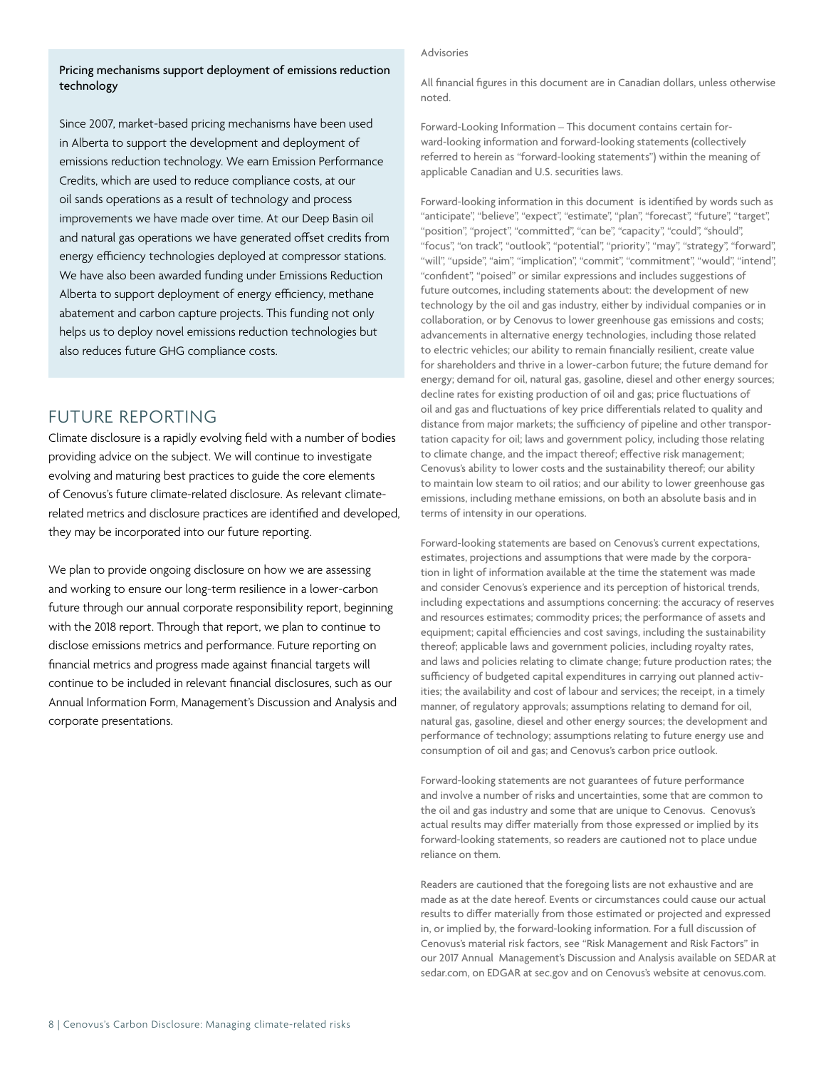### Pricing mechanisms support deployment of emissions reduction technology

Since 2007, market-based pricing mechanisms have been used in Alberta to support the development and deployment of emissions reduction technology. We earn Emission Performance Credits, which are used to reduce compliance costs, at our oil sands operations as a result of technology and process improvements we have made over time. At our Deep Basin oil and natural gas operations we have generated offset credits from energy efficiency technologies deployed at compressor stations. We have also been awarded funding under Emissions Reduction Alberta to support deployment of energy efficiency, methane abatement and carbon capture projects. This funding not only helps us to deploy novel emissions reduction technologies but also reduces future GHG compliance costs.

## FUTURE REPORTING

Climate disclosure is a rapidly evolving field with a number of bodies providing advice on the subject. We will continue to investigate evolving and maturing best practices to guide the core elements of Cenovus's future climate-related disclosure. As relevant climate-related metrics and disclosure practices are identified and developed, they may be incorporated into our future reporting.

We plan to provide ongoing disclosure on how we are assessing and working to ensure our long-term resilience in a lower-carbon future through our annual corporate responsibility report, beginning with the 2018 report. Through that report, we plan to continue to disclose emissions metrics and performance. Future reporting on financial metrics and progress made against financial targets will continue to be included in relevant financial disclosures, such as our Annual Information Form, Management's Discussion and Analysis and corporate presentations.

Advisories

All financial figures in this document are in Canadian dollars, unless otherwise noted.

Forward-Looking Information – This document contains certain forward-looking information and forward-looking statements (collectively referred to herein as "forward-looking statements") within the meaning of applicable Canadian and U.S. securities laws.

Forward-looking information in this document is identified by words such as "anticipate", "believe", "expect", "estimate", "plan", "forecast", "future", "target", "position", "project", "committed", "can be", "capacity", "could", "should", "focus", "on track", "outlook", "potential", "priority", "may", "strategy", "forward", "will", "upside", "aim", "implication", "commit", "commitment", "would", "intend", "confident", "poised" or similar expressions and includes suggestions of future outcomes, including statements about: the development of new technology by the oil and gas industry, either by individual companies or in collaboration, or by Cenovus to lower greenhouse gas emissions and costs; advancements in alternative energy technologies, including those related to electric vehicles; our ability to remain financially resilient, create value for shareholders and thrive in a lower-carbon future; the future demand for energy; demand for oil, natural gas, gasoline, diesel and other energy sources; decline rates for existing production of oil and gas; price fluctuations of oil and gas and fluctuations of key price differentials related to quality and distance from major markets; the sufficiency of pipeline and other transportation capacity for oil; laws and government policy, including those relating to climate change, and the impact thereof; effective risk management; Cenovus's ability to lower costs and the sustainability thereof; our ability to maintain low steam to oil ratios; and our ability to lower greenhouse gas emissions, including methane emissions, on both an absolute basis and in terms of intensity in our operations.

Forward-looking statements are based on Cenovus's current expectations, estimates, projections and assumptions that were made by the corporation in light of information available at the time the statement was made and consider Cenovus's experience and its perception of historical trends, including expectations and assumptions concerning: the accuracy of reserves and resources estimates; commodity prices; the performance of assets and equipment; capital efficiencies and cost savings, including the sustainability thereof; applicable laws and government policies, including royalty rates, and laws and policies relating to climate change; future production rates; the sufficiency of budgeted capital expenditures in carrying out planned activities; the availability and cost of labour and services; the receipt, in a timely manner, of regulatory approvals; assumptions relating to demand for oil, natural gas, gasoline, diesel and other energy sources; the development and performance of technology; assumptions relating to future energy use and consumption of oil and gas; and Cenovus's carbon price outlook.

Forward-looking statements are not guarantees of future performance and involve a number of risks and uncertainties, some that are common to the oil and gas industry and some that are unique to Cenovus. Cenovus's actual results may differ materially from those expressed or implied by its forward-looking statements, so readers are cautioned not to place undue reliance on them.

Readers are cautioned that the foregoing lists are not exhaustive and are made as at the date hereof. Events or circumstances could cause our actual results to differ materially from those estimated or projected and expressed in, or implied by, the forward-looking information. For a full discussion of Cenovus's material risk factors, see "Risk Management and Risk Factors" in our 2017 Annual Management's Discussion and Analysis available on SEDAR at sedar.com, on EDGAR at sec.gov and on Cenovus's website at cenovus.com.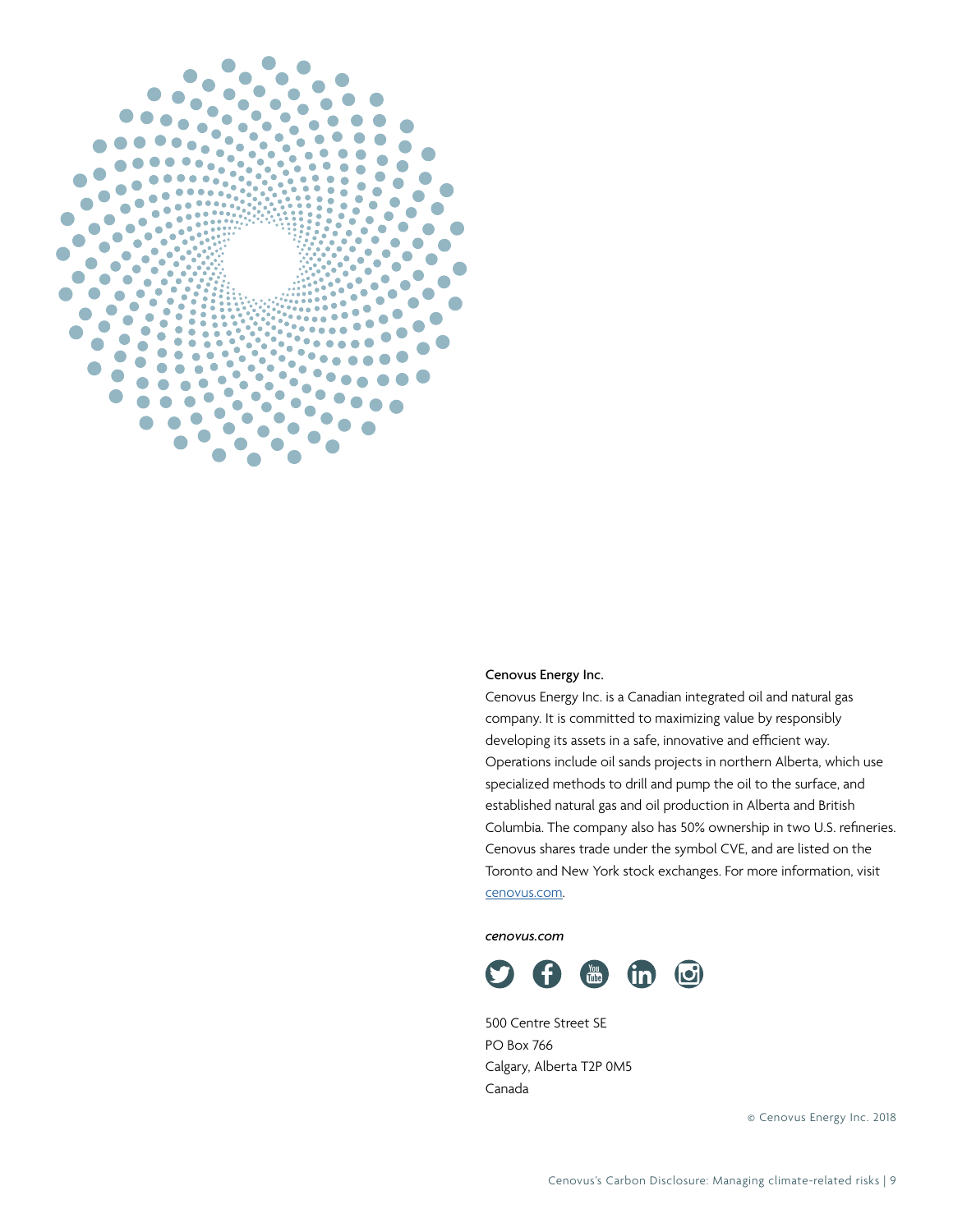**Cenovus Energy Inc.**

Cenovus Energy Inc. is a Canadian integrated oil and natural gas company. It is committed to maximizing value by responsibly developing its assets in a safe, innovative and efficient way. Operations include oil sands projects in northern Alberta, which use specialized methods to drill and pump the oil to the surface, and established natural gas and oil production in Alberta and British Columbia. The company also has 50% ownership in two U.S. refineries. Cenovus shares trade under the symbol CVE, and are listed on the Toronto and New York stock exchanges. For more information, visit cenovus.com.

*cenovus.com*

500 Centre Street SE
PO Box 766
Calgary, Alberta T2P 0M5
Canada

© Cenovus Energy Inc. 2018